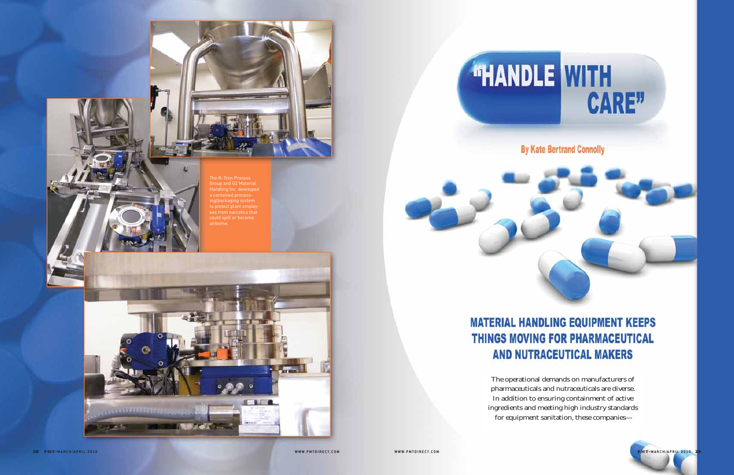# "HANDLE WITH CARE"

**By Kate Bertrand Connolly**

The K-Tron Process Group and G2 Material Handling Inc. developed a contained processing/packaging system to protect plant employees from narcotics that could spill or become airborne.

## MATERIAL HANDLING EQUIPMENT KEEPS THINGS MOVING FOR PHARMACEUTICAL AND NUTRACEUTICAL MAKERS

The operational demands on manufacturers of pharmaceuticals and nutraceuticals are diverse. In addition to ensuring containment of active ingredients and meeting high industry standards for equipment sanitation, these companies—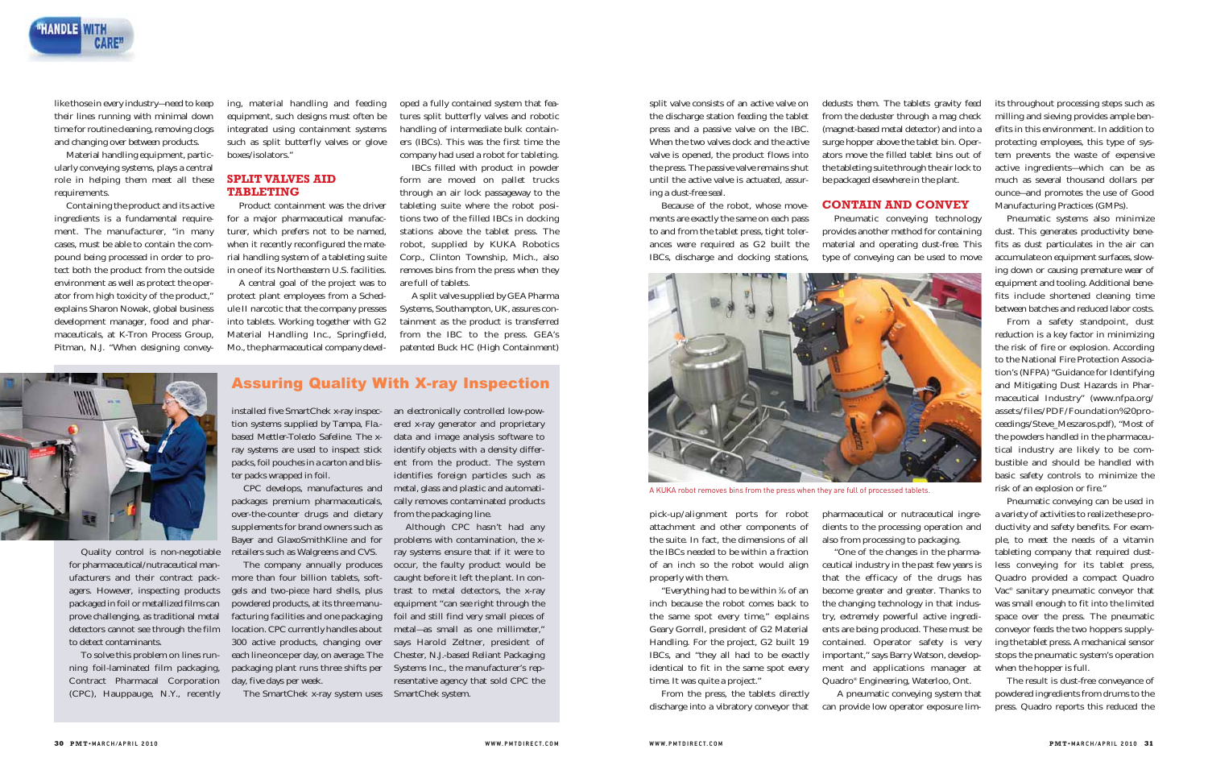like those in every industry—need to keep their lines running with minimal down time for routine cleaning, removing clogs and changing over between products.

Material handling equipment, particularly conveying systems, plays a central role in helping them meet all these requirements.

Containing the product and its active ingredients is a fundamental requirement. The manufacturer, "in many cases, must be able to contain the compound being processed in order to protect both the product from the outside environment as well as protect the operator from high toxicity of the product," explains Sharon Nowak, global business development manager, food and pharmaceuticals, at K-Tron Process Group, Pitman, N.J. "When designing conveying, material handling and feeding equipment, such designs must often be integrated using containment systems such as split butterfly valves or glove boxes/isolators."

## SPLIT VALVES AID TABLETING

Product containment was the driver for a major pharmaceutical manufacturer, which prefers not to be named, when it recently reconfigured the material handling system of a tableting suite in one of its Northeastern U.S. facilities.

A central goal of the project was to protect plant employees from a Schedule II narcotic that the company presses into tablets. Working together with G2 Material Handling Inc., Springfield, Mo., the pharmaceutical company developed a fully contained system that features split butterfly valves and robotic handling of intermediate bulk containers (IBCs). This was the first time the company had used a robot for tableting.

IBCs filled with product in powder form are moved on pallet trucks through an air lock passageway to the tableting suite where the robot positions two of the filled IBCs in docking stations above the tablet press. The robot, supplied by KUKA Robotics Corp., Clinton Township, Mich., also removes bins from the press when they are full of tablets.

A split valve supplied by GEA Pharma Systems, Southampton, UK, assures containment as the product is transferred from the IBC to the press. GEA's patented Buck HC (High Containment) split valve consists of an active valve on the discharge station feeding the tablet press and a passive valve on the IBC. When the two valves dock and the active valve is opened, the product flows into the press. The passive valve remains shut until the active valve is actuated, assuring a dust-free seal.

Because of the robot, whose movements are exactly the same on each pass to and from the tablet press, tight tolerances were required as G2 built the IBCs, discharge and docking stations, pick-up/alignment ports for robot attachment and other components of the suite. In fact, the dimensions of all the IBCs needed to be within a fraction of an inch so the robot would align properly with them.

"Everything had to be within ⅛ of an inch because the robot comes back to the same spot every time," explains Geary Gorrell, president of G2 Material Handling. For the project, G2 built 19 IBCs, and "they all had to be exactly identical to fit in the same spot every time. It was quite a project."

From the press, the tablets directly discharge into a vibratory conveyor that dedusts them. The tablets gravity feed from the deduster through a mag check (magnet-based metal detector) and into a surge hopper above the tablet bin. Operators move the filled tablet bins out of the tableting suite through the air lock to be packaged elsewhere in the plant.

A KUKA robot removes bins from the press when they are full of processed tablets.

## CONTAIN AND CONVEY

Pneumatic conveying technology provides another method for containing material and operating dust-free. This type of conveying can be used to move pharmaceutical or nutraceutical ingredients to the processing operation and also from processing to packaging.

"One of the changes in the pharmaceutical industry in the past few years is that the efficacy of the drugs has become greater and greater. Thanks to the changing technology in that industry, extremely powerful active ingredients are being produced. These must be contained. Operator safety is very important," says Barry Watson, development and applications manager at Quadro® Engineering, Waterloo, Ont.

A pneumatic conveying system that can provide low operator exposure limits throughout processing steps such as milling and sieving provides ample benefits in this environment. In addition to protecting employees, this type of system prevents the waste of expensive active ingredients—which can be as much as several thousand dollars per ounce—and promotes the use of Good Manufacturing Practices (GMPs).

Pneumatic systems also minimize dust. This generates productivity benefits as dust particulates in the air can accumulate on equipment surfaces, slowing down or causing premature wear of equipment and tooling. Additional benefits include shortened cleaning time between batches and reduced labor costs.

From a safety standpoint, dust reduction is a key factor in minimizing the risk of fire or explosion. According to the National Fire Protection Association's (NFPA) "Guidance for Identifying and Mitigating Dust Hazards in Pharmaceutical Industry" (www.nfpa.org/assets/files/PDF/Foundation%20proceedings/Steve_Meszaros.pdf), "Most of the powders handled in the pharmaceutical industry are likely to be combustible and should be handled with basic safety controls to minimize the risk of an explosion or fire."

Pneumatic conveying can be used in a variety of activities to realize these productivity and safety benefits. For example, to meet the needs of a vitamin tableting company that required dustless conveying for its tablet press, Quadro provided a compact Quadro Vac® sanitary pneumatic conveyor that was small enough to fit into the limited space over the press. The pneumatic conveyor feeds the two hoppers supplying the tablet press. A mechanical sensor stops the pneumatic system's operation when the hopper is full.

The result is dust-free conveyance of powdered ingredients from drums to the press. Quadro reports this reduced the

## Assuring Quality With X-ray Inspection

Quality control is non-negotiable for pharmaceutical/nutraceutical manufacturers and their contract packagers. However, inspecting products packaged in foil or metallized films can prove challenging, as traditional metal detectors cannot see through the film to detect contaminants.

To solve this problem on lines running foil-laminated film packaging, Contract Pharmacal Corporation (CPC), Hauppauge, N.Y., recently installed five SmartChek x-ray inspection systems supplied by Tampa, Fla.-based Mettler-Toledo Safeline. The x-ray systems are used to inspect stick packs, foil pouches in a carton and blister packs wrapped in foil.

CPC develops, manufactures and packages premium pharmaceuticals, over-the-counter drugs and dietary supplements for brand owners such as Bayer and GlaxoSmithKline and for retailers such as Walgreens and CVS.

The company annually produces more than four billion tablets, softgels and two-piece hard shells, plus powdered products, at its three manufacturing facilities and one packaging location. CPC currently handles about 300 active products, changing over each line once per day, on average. The packaging plant runs three shifts per day, five days per week.

The SmartChek x-ray system uses an electronically controlled low-powered x-ray generator and proprietary data and image analysis software to identify objects with a density different from the product. The system identifies foreign particles such as metal, glass and plastic and automatically removes contaminated products from the packaging line.

Although CPC hasn't had any problems with contamination, the x-ray systems ensure that if it were to occur, the faulty product would be caught before it left the plant. In contrast to metal detectors, the x-ray equipment "can see right through the foil and still find very small pieces of metal—as small as one millimeter," says Harold Zeltner, president of Chester, N.J.-based Reliant Packaging Systems Inc., the manufacturer's representative agency that sold CPC the SmartChek system.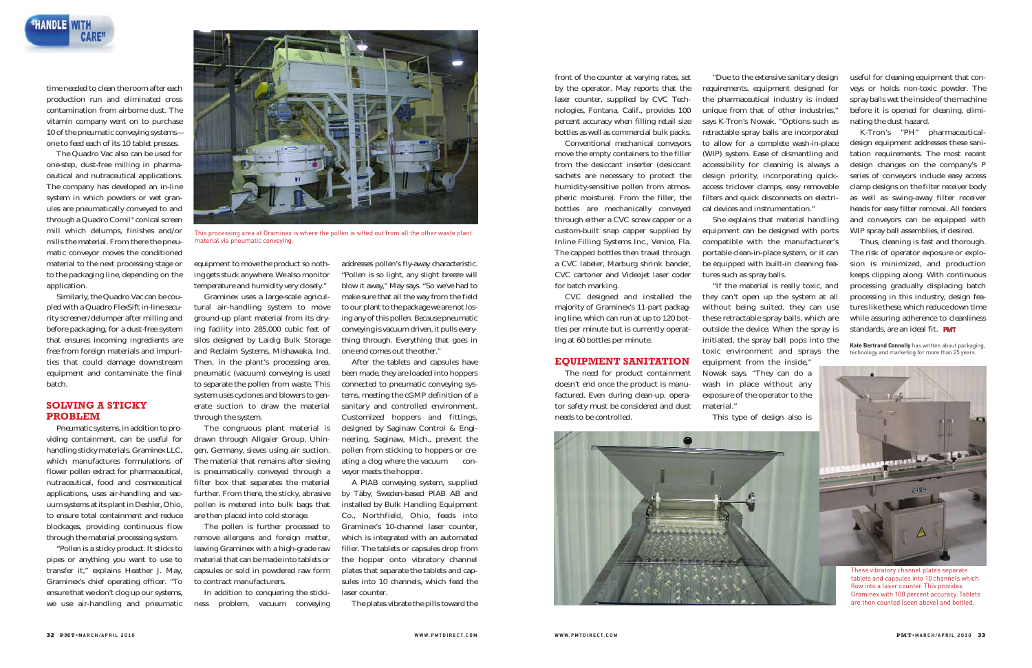time needed to clean the room after each production run and eliminated cross contamination from airborne dust. The vitamin company went on to purchase 10 of the pneumatic conveying systems—one to feed each of its 10 tablet presses.

The Quadro Vac also can be used for one-step, dust-free milling in pharmaceutical and nutraceutical applications. The company has developed an in-line system in which powders or wet granules are pneumatically conveyed to and through a Quadro Comil® conical screen mill which delumps, finishes and/or mills the material. From there the pneumatic conveyor moves the conditioned material to the next processing stage or to the packaging line, depending on the application.

Similarly, the Quadro Vac can be coupled with a Quadro FlexSift in-line security screener/delumper after milling and before packaging, for a dust-free system that ensures incoming ingredients are free from foreign materials and impurities that could damage downstream equipment and contaminate the final batch.

## SOLVING A STICKY PROBLEM

Pneumatic systems, in addition to providing containment, can be useful for handling sticky materials. Graminex LLC, which manufactures formulations of flower pollen extract for pharmaceutical, nutraceutical, food and cosmeceutical applications, uses air-handling and vacuum systems at its plant in Deshler, Ohio, to ensure total containment and reduce blockages, providing continuous flow through the material processing system.

"Pollen is a sticky product. It sticks to pipes or anything you want to use to transfer it," explains Heather J. May, Graminex's chief operating officer. "To ensure that we don't clog up our systems, we use air-handling and pneumatic equipment to move the product so nothing gets stuck anywhere. We also monitor temperature and humidity very closely."

This processing area at Graminex is where the pollen is sifted out from all the other waste plant material via pneumatic conveying.

Graminex uses a large-scale agricultural air-handling system to move ground-up plant material from its drying facility into 285,000 cubic feet of silos designed by Laidig Bulk Storage and Reclaim Systems, Mishawaka, Ind. Then, in the plant's processing area, pneumatic (vacuum) conveying is used to separate the pollen from waste. This system uses cyclones and blowers to generate suction to draw the material through the system.

The congruous plant material is drawn through Allgaier Group, Uhingen, Germany, sieves using air suction. The material that remains after sieving is pneumatically conveyed through a filter box that separates the material further. From there, the sticky, abrasive pollen is metered into bulk bags that are then placed into cold storage.

The pollen is further processed to remove allergens and foreign matter, leaving Graminex with a high-grade raw material that can be made into tablets or capsules or sold in powdered raw form to contract manufacturers.

In addition to conquering the stickiness problem, vacuum conveying addresses pollen's fly-away characteristic. "Pollen is so light, any slight breeze will blow it away," May says. "So we've had to make sure that all the way from the field to our plant to the package we are not losing any of this pollen. Because pneumatic conveying is vacuum driven, it pulls everything through. Everything that goes in one end comes out the other."

After the tablets and capsules have been made, they are loaded into hoppers connected to pneumatic conveying systems, meeting the cGMP definition of a sanitary and controlled environment. Customized hoppers and fittings, designed by Saginaw Control & Engineering, Saginaw, Mich., prevent the pollen from sticking to hoppers or creating a clog where the vacuum conveyor meets the hopper.

A PIAB conveying system, supplied by Täby, Sweden-based PIAB AB and installed by Bulk Handling Equipment Co., Northfield, Ohio, feeds into Graminex's 10-channel laser counter, which is integrated with an automated filler. The tablets or capsules drop from the hopper onto vibratory channel plates that separate the tablets and capsules into 10 channels, which feed the laser counter.

The plates vibrate the pills toward the front of the counter at varying rates, set by the operator. May reports that the laser counter, supplied by CVC Technologies, Fontana, Calif., provides 100 percent accuracy when filling retail size bottles as well as commercial bulk packs.

Conventional mechanical conveyors move the empty containers to the filler from the desiccant inserter (desiccant sachets are necessary to protect the humidity-sensitive pollen from atmospheric moisture). From the filler, the bottles are mechanically conveyed through either a CVC screw capper or a custom-built snap capper supplied by Inline Filling Systems Inc., Venice, Fla. The capped bottles then travel through a CVC labeler, Marburg shrink bander, CVC cartoner and Videojet laser coder for batch marking.

CVC designed and installed the majority of Graminex's 11-part packaging line, which can run at up to 120 bottles per minute but is currently operating at 60 bottles per minute.

## EQUIPMENT SANITATION

The need for product containment doesn't end once the product is manufactured. Even during clean-up, operator safety must be considered and dust needs to be controlled.

"Due to the extensive sanitary design requirements, equipment designed for the pharmaceutical industry is indeed unique from that of other industries," says K-Tron's Nowak. "Options such as retractable spray balls are incorporated to allow for a complete wash-in-place (WIP) system. Ease of dismantling and accessibility for cleaning is always a design priority, incorporating quick-access triclover clamps, easy removable filters and quick disconnects on electrical devices and instrumentation."

She explains that material handling equipment can be designed with ports compatible with the manufacturer's portable clean-in-place system, or it can be equipped with built-in cleaning features such as spray balls.

"If the material is really toxic, and they can't open up the system at all without being suited, they can use these retractable spray balls, which are outside the device. When the spray is initiated, the spray ball pops into the toxic environment and sprays the equipment from the inside," Nowak says. "They can do a wash in place without any exposure of the operator to the material."

This type of design also is useful for cleaning equipment that conveys or holds non-toxic powder. The spray balls wet the inside of the machine before it is opened for cleaning, eliminating the dust hazard.

K-Tron's "PH" pharmaceutical-design equipment addresses these sanitation requirements. The most recent design changes on the company's P series of conveyors include easy access clamp designs on the filter receiver body as well as swing-away filter receiver heads for easy filter removal. All feeders and conveyors can be equipped with WIP spray ball assemblies, if desired.

Thus, cleaning is fast and thorough. The risk of operator exposure or explosion is minimized, and production keeps clipping along. With continuous processing gradually displacing batch processing in this industry, design features like these, which reduce down time while assuring adherence to cleanliness standards, are an ideal fit. **PMT**

**Kate Bertrand Connolly** has written about packaging, technology and marketing for more than 25 years.

These vibratory channel plates separate tablets and capsules into 10 channels which flow into a laser counter. This provides Graminex with 100 percent accuracy. Tablets are then counted (seen above) and bottled.